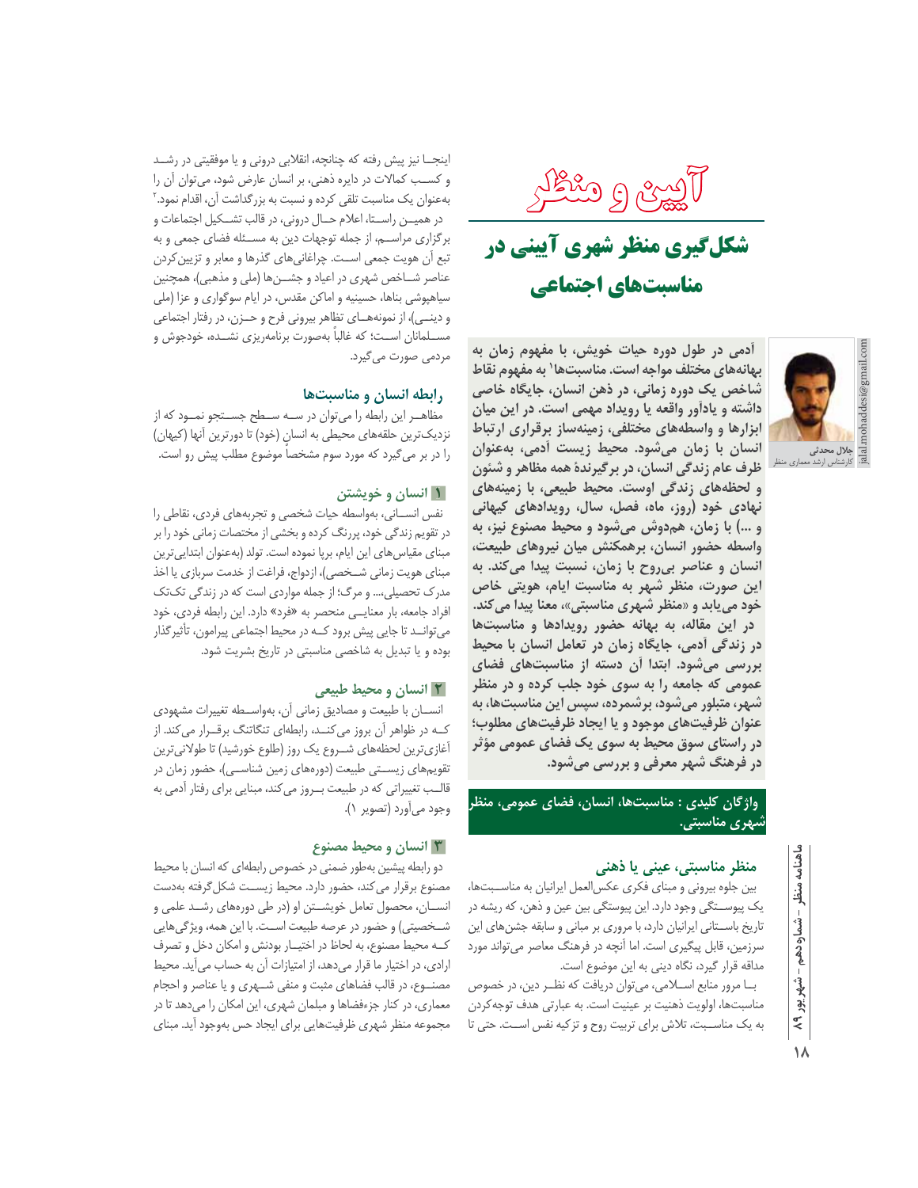# آیین و منظر

## شکل‌گیری منظر شهری آیینی در مناسبت‌های اجتماعی

جلال محدثی
کارشناس ارشد معماری منظر
jalal.mohaddesi@gmail.com

**آدمی در طول دوره حیات خویش، با مفهوم زمان به بهانه‌های مختلف مواجه است. مناسبت‌ها[1] به مفهوم نقاط شاخص یک دوره زمانی، در ذهن انسان، جایگاه خاصی داشته و یادآور واقعه یا رویداد مهمی است. در این میان ابزارها و واسطه‌های مختلفی، زمینه‌ساز برقراری ارتباط انسان با زمان می‌شود. محیط زیست آدمی، به‌عنوان ظرف عام زندگی انسان، در برگیرندهٔ همه مظاهر و شئون و لحظه‌های زندگی اوست. محیط طبیعی، با زمینه‌های نهادی خود (روز، ماه، فصل، سال، رویدادهای کیهانی و ...) با زمان، هم‌دوش می‌شود و محیط مصنوع نیز، به واسطه حضور انسان، برهمکنش میان نیروهای طبیعت، انسان و عناصر بی‌روح با زمان، نسبت پیدا می‌کند. به این صورت، منظر شهر به مناسبت ایام، هویتی خاص خود می‌یابد و «منظر شهری مناسبتی»، معنا پیدا می‌کند. در این مقاله، به بهانه حضور رویدادها و مناسبت‌ها در زندگی آدمی، جایگاه زمان در تعامل انسان با محیط بررسی می‌شود. ابتدا آن دسته از مناسبت‌های فضای عمومی که جامعه را به سوی خود جلب کرده و در منظر شهر، متبلور می‌شود، برشمرده، سپس این مناسبت‌ها، به عنوان ظرفیت‌های موجود و یا ایجاد ظرفیت‌های مطلوب؛ در راستای سوق محیط به سوی یک فضای عمومی مؤثر در فرهنگ شهر معرفی و بررسی می‌شود.**

**واژگان کلیدی : مناسبت‌ها، انسان، فضای عمومی، منظر شهری مناسبتی.**

### منظر مناسبتی، عینی یا ذهنی

بین جلوه بیرونی و مبنای فکری عکس‌العمل ایرانیان به مناسبت‌ها، یک پیوستگی وجود دارد. این پیوستگی بین عین و ذهن، که ریشه در تاریخ باستانی ایرانیان دارد، با مروری بر مبانی و سابقه جشن‌های این سرزمین، قابل پیگیری است. اما آنچه در فرهنگ معاصر می‌تواند مورد مداقه قرار گیرد، نگاه دینی به این موضوع است.

بـا مرور منابع اسـلامی، می‌توان دریافت که نظـر دین، در خصوص مناسبت‌ها، اولویت ذهنیت بر عینیت است. به عبارتی هدف توجه‌کردن به یک مناسبـت، تلاش برای تربیت روح و تزکیه نفس اسـت. حتی تا اینجـا نیز پیش رفته که چنانچه، انقلابی درونی و یا موفقیتی در رشـد و کسـب کمالات در دایره ذهنی، بر انسان عارض شود، می‌توان آن را به‌عنوان یک مناسبت تلقی کرده و نسبت به بزرگداشت آن، اقدام نمود.[2]

در همیـن راسـتا، اعلام حـال درونی، در قالب تشـکیل اجتماعات و برگزاری مراسـم، از جمله توجهات دین به مسـئله فضای جمعی و به تبع آن هویت جمعی اسـت. چراغانی‌های گذرها و معابر و تزیین‌کردن عناصر شـاخص شهری در اعیاد و جشـن‌ها (ملی و مذهبی)، همچنین سیاهپوشی بناها، حسینیه و اماکن مقدس، در ایام سوگواری و عزا (ملی و دینـی)، از نمونه‌هـای تظاهر بیرونی فرح و حـزن، در رفتار اجتماعی مسـلمانان اسـت؛ که غالباً به‌صورت برنامه‌ریزی نشـده، خودجوش و مردمی صورت می‌گیرد.

### رابطه انسان و مناسبت‌ها

مظاهـر این رابطه را می‌توان در سـه سـطح جسـتجو نمـود که از نزدیک‌ترین حلقه‌های محیطی به انسان (خود) تا دورترین آنها (کیهان) را در بر می‌گیرد که مورد سوم مشخصاً موضوع مطلب پیش رو است.

#### ۱ انسان و خویشتن

نفس انسـانی، به‌واسطه حیات شخصی و تجربه‌های فردی، نقاطی را در تقویم زندگی خود، پررنگ کرده و بخشی از مختصات زمانی خود را بر مبنای مقیاس‌های این ایام، برپا نموده است. تولد (به‌عنوان ابتدایی‌ترین مبنای هویت زمانی شـخصی)، ازدواج، فراغت از خدمت سربازی یا اخذ مدرک تحصیلی،... و مرگ؛ از جمله مواردی است که در زندگی تک‌تک افراد جامعه، بار معنایـی منحصر به «فرد» دارد. این رابطه فردی، خود می‌توانـد تا جایی پیش برود کـه در محیط اجتماعی پیرامون، تأثیرگذار بوده و یا تبدیل به شاخصی مناسبتی در تاریخ بشریت شود.

#### ۲ انسان و محیط طبیعی

انسـان با طبیعت و مصادیق زمانی آن، به‌واسـطه تغییرات مشهودی کـه در ظواهر آن بروز می‌کنـد، رابطه‌ای تنگاتنگ برقـرار می‌کند. از آغازی‌ترین لحظه‌های شـروع یک روز (طلوع خورشید) تا طولانی‌ترین تقویم‌های زیسـتی طبیعت (دوره‌های زمین شناسـی)، حضور زمان در قالـب تغییراتی که در طبیعت بـروز می‌کند، مبنایی برای رفتار آدمی به وجود می‌آورد (تصویر ۱).

#### ۳ انسان و محیط مصنوع

دو رابطه پیشین به‌طور ضمنی در خصوص رابطه‌ای که انسان با محیط مصنوع برقرار می‌کند، حضور دارد. محیط زیسـت شکل‌گرفته به‌دست انسـان، محصول تعامل خویشـتن او (در طی دوره‌های رشـد علمی و شـخصیتی) و حضور در عرصه طبیعت اسـت. با این همه، ویژگی‌هایی کـه محیط مصنوع، به لحاظ در اختیـار بودنش و امکان دخل و تصرف ارادی، در اختیار ما قرار می‌دهد، از امتیازات آن به حساب می‌آید. محیط مصنـوع، در قالب فضاهای مثبت و منفی شـهری و یا عناصر و احجام معماری، در کنار جزءفضاها و مبلمان شهری، این امکان را می‌دهد تا در مجموعه منظر شهری ظرفیت‌هایی برای ایجاد حس به‌وجود آید. مبنای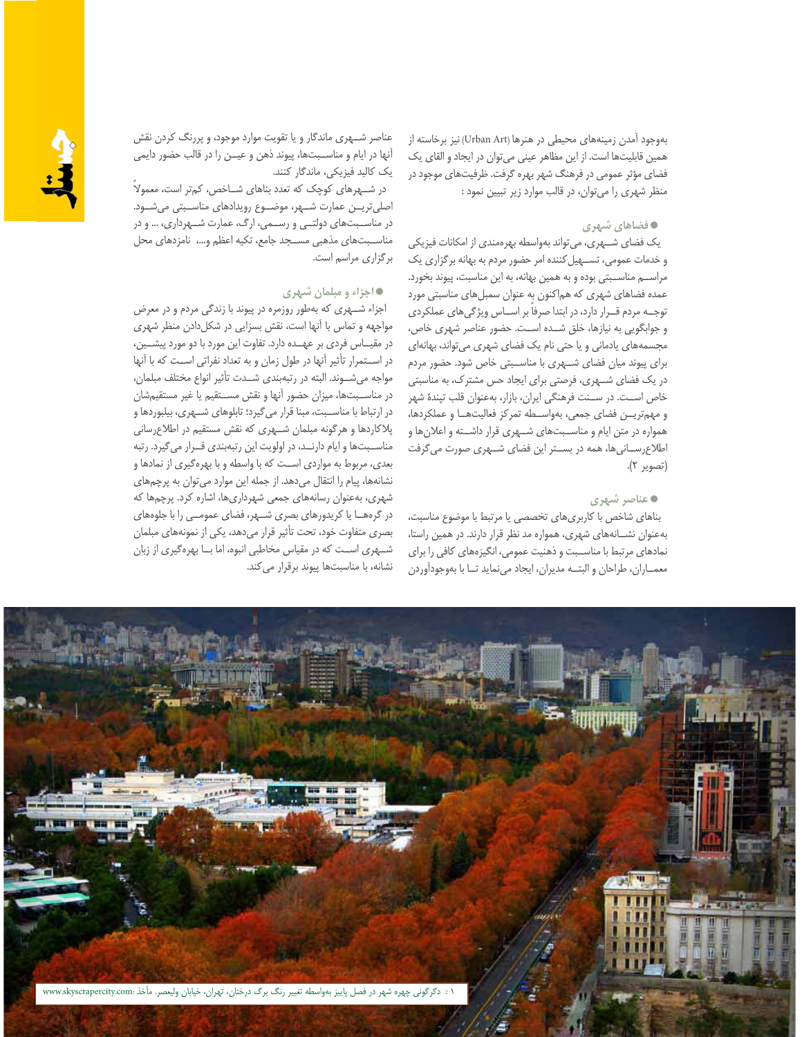به‌وجود آمدن زمینه‌های محیطی در هنرها (Urban Art) نیز برخاسته از همین قابلیت‌ها است. از این مظاهر عینی می‌توان در ایجاد و القای یک فضای مؤثر عمومی در فرهنگ شهر بهره گرفت. ظرفیت‌های موجود در منظر شهری را می‌توان، در قالب موارد زیر تبیین نمود :

### ● فضاهای شهری

یک فضای شــهری، می‌تواند به‌واسطه بهره‌مندی از امکانات فیزیکی و خدمات عمومی، تســهیل‌کننده امر حضور مردم به بهانه برگزاری یک مراســم مناســبتی بوده و به همین بهانه، به این مناسبت، پیوند بخورد. عمده فضاهای شهری که هم‌اکنون به عنوان سمبل‌های مناسبتی مورد توجــه مردم قــرار دارد، در ابتدا صرفاً بر اســاس ویژگی‌های عملکردی و جوابگویی به نیازها، خلق شــده اســت. حضور عناصر شهری خاص، مجسمه‌های یادمانی و یا حتی نام یک فضای شهری می‌تواند، بهانه‌ای برای پیوند میان فضای شــهری با مناســبتی خاص شود. حضور مردم در یک فضای شــهری، فرصتی برای ایجاد حس مشترک، به مناسبتی خاص اســت. در ســنت فرهنگی ایران، بازار، به‌عنوان قلب تپندهٔ شهر و مهم‌تریــن فضای جمعی، به‌واســطه تمرکز فعالیت‌هــا و عملکردها، همواره در متن ایام و مناســبت‌های شــهری قرار داشــته و اعلان‌ها و اطلاع‌رســانی‌ها، همه در بســتر این فضای شــهری صورت می‌گرفت (تصویر ۲).

### ● عناصر شهری

بناهای شاخص با کاربری‌های تخصصی یا مرتبط با موضوع مناسبت، به‌عنوان نشــانه‌های شهری، همواره مد نظر قرار دارند. در همین راستا، نمادهای مرتبط با مناســبت و ذهنیت عمومی، انگیزه‌های کافی را برای معمــاران، طراحان و البتــه مدیران، ایجاد می‌نماید تــا با به‌وجودآوردن عناصر شــهری ماندگار و یا تقویت موارد موجود، و پررنگ کردن نقش آنها در ایام و مناســبت‌ها، پیوند ذهن و عیــن را در قالب حضور دایمی یک کالبد فیزیکی، ماندگار کنند.

در شــهرهای کوچک که تعدد بناهای شــاخص، کم‌تر است، معمولاً اصلی‌تریــن عمارت شــهر، موضــوع رویدادهای مناســبتی می‌شــود. در مناســبت‌های دولتــی و رســمی، ارگ، عمارت شــهرداری، ... و در مناســبت‌های مذهبی مســجد جامع، تکیه اعظم و...، نامزدهای محل برگزاری مراسم است.

### ● اجزاء و مبلمان شهری

اجزاء شــهری که به‌طور روزمره در پیوند با زندگی مردم و در معرض مواجهه و تماس با آنها است، نقش بسزایی در شکل‌دادن منظر شهری در مقیــاس فردی بر عهــده دارد. تفاوت این مورد با دو مورد پیشــین، در اســتمرار تأثیر آنها در طول زمان و به تعداد نفراتی اســت که با آنها مواجه می‌شــوند. البته در رتبه‌بندی شــدت تأثیر انواع مختلف مبلمان، در مناســبت‌ها، میزان حضور آنها و نقش مســتقیم یا غیر مستقیم‌شان در ارتباط با مناسـبت، مبنا قرار می‌گیرد؛ تابلوهای شــهری، بیلبوردها و پلاکاردها و هرگونه مبلمان شــهری که نقش مستقیم در اطلاع‌رسانی مناســبت‌ها و ایام دارنــد، در اولویت این رتبه‌بندی قــرار می‌گیرد. رتبه بعدی، مربوط به مواردی اســت که با واسطه و با بهره‌گیری از نمادها و نشانه‌ها، پیام را انتقال می‌دهد. از جمله این موارد می‌توان به پرچم‌های شهری، به‌عنوان رسانه‌های جمعی شهرداری‌ها، اشاره کرد. پرچم‌ها که در گره‌هــا یا کریدورهای بصری شــهر، فضای عمومــی را با جلوه‌های بصری متفاوت خود، تحت تأثیر قرار می‌دهد، یکی از نمونه‌های مبلمان شــهری اســت که در مقیاس مخاطبی انبوه، اما بــا بهره‌گیری از زبان نشانه، با مناسبت‌ها پیوند برقرار می‌کند.

۱ : دگرگونی چهره شهر در فصل پاییز به‌واسطه تغییر رنگ برگ درختان، تهران، خیابان ولیعصر. مأخذ: www.skyscrapercity.com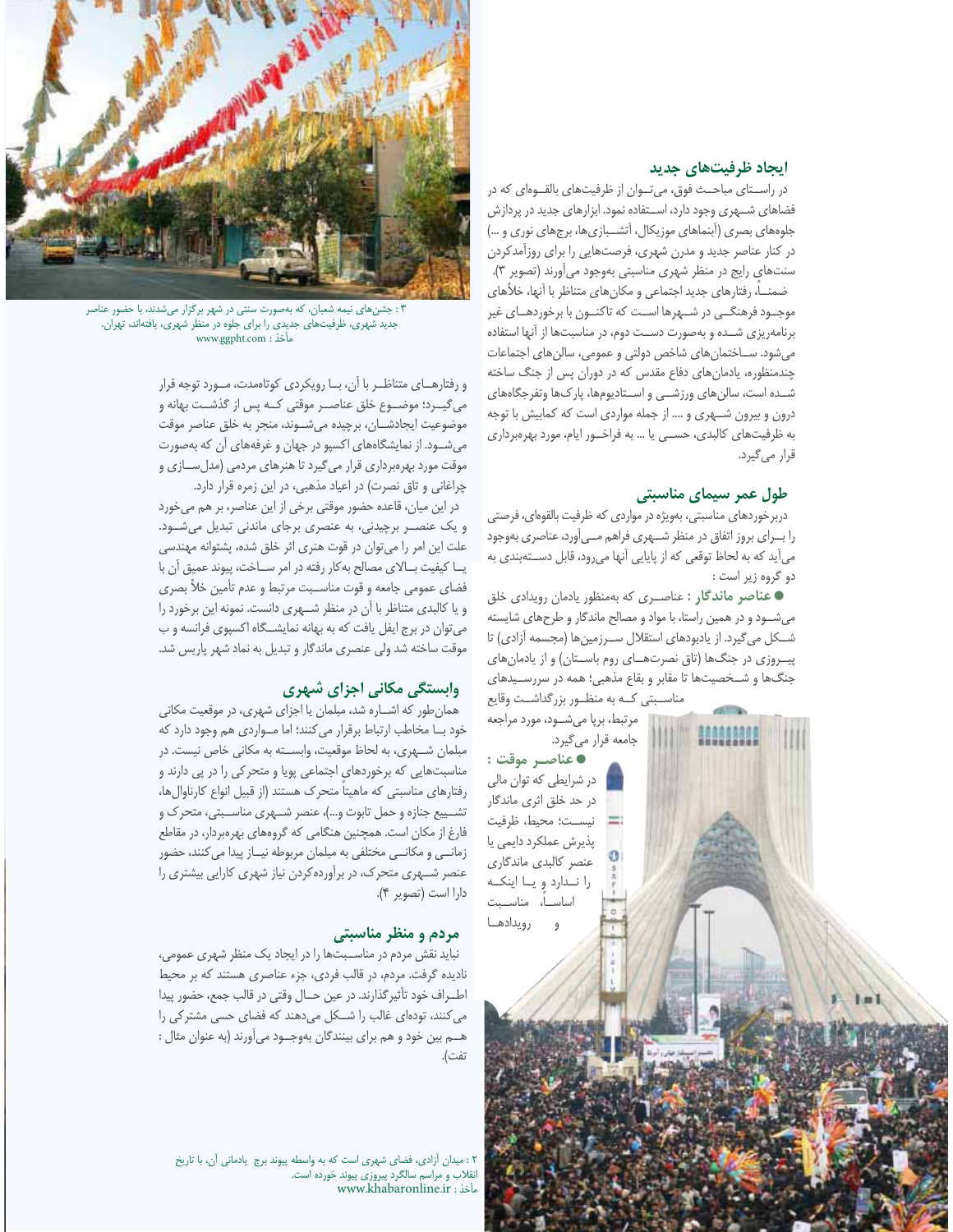## ایجاد ظرفیت‌های جدید

در راستای مباحث فوق، می‌توان از ظرفیت‌های بالقوه‌ای که در فضاهای شهری وجود دارد، استفاده نمود. ابزارهای جدید در پردازش جلوه‌های بصری (آبنماهای موزیکال، آتش‌بازی‌ها، برج‌های نوری و ...) در کنار عناصر جدید و مدرن شهری، فرصت‌هایی را برای روزآمدکردن سنت‌های رایج در منظر شهری مناسبتی به‌وجود می‌آورند (تصویر ۳). ضمناً، رفتارهای جدید اجتماعی و مکان‌های متناظر با آنها، خلأهای موجود فرهنگی در شهرها است که تاکنون با برخوردهای غیر برنامه‌ریزی شده و به‌صورت دست دوم، در مناسبت‌ها از آنها استفاده می‌شود. ساختمان‌های شاخص دولتی و عمومی، سالن‌های اجتماعات چندمنظوره، یادمان‌های دفاع مقدس که در دوران پس از جنگ ساخته شده است، سالن‌های ورزشی و استادیوم‌ها، پارک‌ها و تفرجگاه‌های درون و بیرون شهری و .... از جمله مواردی است که کمابیش با توجه به ظرفیت‌های کالبدی، حسی یا ... به فراخور ایام، مورد بهره‌برداری قرار می‌گیرد.

## طول عمر سیمای مناسبتی

دربرخوردهای مناسبتی، به‌ویژه در مواردی که ظرفیت بالقوه‌ای، فرصتی را برای بروز اتفاق در منظر شهری فراهم می‌آورد، عناصری به‌وجود می‌آید که به لحاظ توقعی که از پایایی آنها می‌رود، قابل دسته‌بندی به دو گروه زیر است :

● **عناصر ماندگار :** عناصری که به‌منظور یادمان رویدادی خلق می‌شود و در همین راستا، با مواد و مصالح ماندگار و طرح‌های شایسته شکل می‌گیرد. از یادبودهای استقلال سرزمین‌ها (مجسمه آزادی) تا پیروزی در جنگ‌ها (تاق نصرت‌های روم باستان) و از یادمان‌های جنگ‌ها و شخصیت‌ها تا مقابر و بقاع مذهبی؛ همه در سررسیدهای مناسبتی که به منظور بزرگداشت وقایع مرتبط، برپا می‌شود، مورد مراجعه جامعه قرار می‌گیرد.

● **عناصر موقت :** در شرایطی که توان مالی در حد خلق اثری ماندگار نیست؛ محیط، ظرفیت پذیرش عملکرد دایمی یا عنصر کالبدی ماندگاری را ندارد و یا اینکه اساساً، مناسبت و رویدادها و رفتارهای متناظر با آن، با رویکردی کوتاه‌مدت، مورد توجه قرار می‌گیرد؛ موضوع خلق عناصر موقتی که پس از گذشت بهانه و موضوعیت ایجادشان، برچیده می‌شوند، منجر به خلق عناصر موقت می‌شود. از نمایشگاه‌های اکسپو در جهان و غرفه‌های آن که به‌صورت موقت مورد بهره‌برداری قرار می‌گیرد تا هنرهای مردمی (مدل‌سازی و چراغانی و تاق نصرت) در اعیاد مذهبی، در این زمره قرار دارد.

در این میان، قاعده حضور موقتی برخی از این عناصر، بر هم می‌خورد و یک عنصر برچیدنی، به عنصری برجای ماندنی تبدیل می‌شود. علت این امر را می‌توان در قوت هنری اثر خلق شده، پشتوانه مهندسی یا کیفیت بالای مصالح به‌کار رفته در امر ساخت، پیوند عمیق آن با فضای عمومی جامعه و قوت مناسبت مرتبط و عدم تأمین خلأ بصری و یا کالبدی متناظر با آن در منظر شهری دانست. نمونه این برخورد را می‌توان در برج ایفل یافت که به بهانه نمایشگاه اکسپوی فرانسه و ب موقت ساخته شد ولی عنصری ماندگار و تبدیل به نماد شهر پاریس شد.

## وابستگی مکانی اجزای شهری

همان‌طور که اشاره شد، مبلمان یا اجزای شهری، در موقعیت مکانی خود با مخاطب ارتباط برقرار می‌کنند؛ اما مواردی هم وجود دارد که مبلمان شهری، به لحاظ موقعیت، وابسته به مکانی خاص نیست. در مناسبت‌هایی که برخوردهای اجتماعی پویا و متحرکی را در پی دارند و رفتارهای مناسبتی که ماهیتاً متحرک هستند (از قبیل انواع کارناوال‌ها، تشییع جنازه و حمل تابوت و...)، عنصر شهری مناسبتی، متحرک و فارغ از مکان است. همچنین هنگامی که گروه‌های بهره‌بردار، در مقاطع زمانی و مکانی مختلفی به مبلمان مربوطه نیاز پیدا می‌کنند، حضور عنصر شهری متحرک، در برآورده‌کردن نیاز شهری کارایی بیشتری را دارا است (تصویر ۴).

## مردم و منظر مناسبتی

نباید نقش مردم در مناسبت‌ها را در ایجاد یک منظر شهری عمومی، نادیده گرفت. مردم، در قالب فردی، جزء عناصری هستند که بر محیط اطراف خود تأثیرگذارند. در عین حال وقتی در قالب جمع، حضور پیدا می‌کنند، توده‌ای غالب را شکل می‌دهند که فضای حسی مشترکی را هم بین خود و هم برای بینندگان به‌وجود می‌آورند (به عنوان مثال : تفت).

۳ : جشن‌های نیمه شعبان، که به‌صورت سنتی در شهر برگزار می‌شدند، با حضور عناصر جدید شهری، ظرفیت‌های جدیدی را برای جلوه در منظر شهری، یافته‌اند، تهران.
مأخذ : www.ggpht.com

۲ : میدان آزادی، فضای شهری است که به واسطه پیوند برج یادمانی آن، با تاریخ انقلاب و مراسم سالگرد پیروزی پیوند خورده است.
مأخذ : www.khabaronline.ir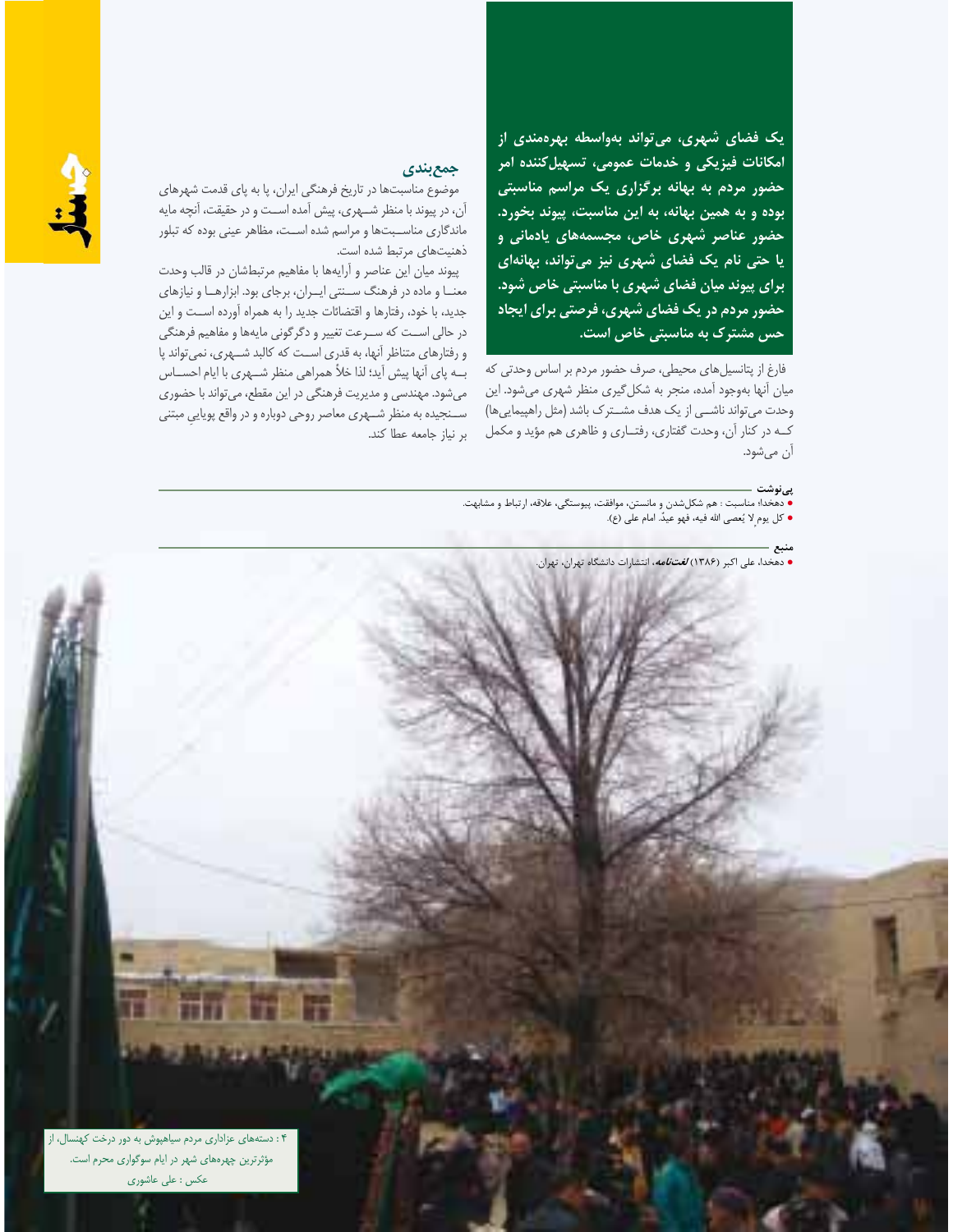**یک فضای شهری، می‌تواند به‌واسطه بهره‌مندی از امکانات فیزیکی و خدمات عمومی، تسهیل‌کننده امر حضور مردم به بهانه برگزاری یک مراسم مناسبتی بوده و به همین بهانه، به این مناسبت، پیوند بخورد. حضور عناصر شهری خاص، مجسمه‌های یادمانی و یا حتی نام یک فضای شهری نیز می‌تواند، بهانه‌ای برای پیوند میان فضای شهری با مناسبتی خاص شود. حضور مردم در یک فضای شهری، فرصتی برای ایجاد حس مشترک به مناسبتی خاص است.**

فارغ از پتانسیل‌های محیطی، صرف حضور مردم بر اساس وحدتی که میان آنها به‌وجود آمده، منجر به شکل‌گیری منظر شهری می‌شود. این وحدت می‌تواند ناشـی از یک هدف مشـترک باشد (مثل راهپیمایی‌ها) کـه در کنار آن، وحدت گفتاری، رفتـاری و ظاهری هم مؤید و مکمل آن می‌شود.

### جمع‌بندی

موضوع مناسبت‌ها در تاریخ فرهنگی ایران، پا به پای قدمت شهرهای آن، در پیوند با منظر شـهری، پیش آمده اسـت و در حقیقت، آنچه مایه ماندگاری مناسـبت‌ها و مراسم شده اسـت، مظاهر عینی بوده که تبلور ذهنیت‌های مرتبط شده است.

پیوند میان این عناصر و آرایه‌ها با مفاهیم مرتبطشان در قالب وحدت معنـا و ماده در فرهنگ سـنتی ایـران، برجای بود. ابزارهـا و نیازهای جدید، با خود، رفتارها و اقتضائات جدید را به همراه آورده اسـت و این در حالی اسـت که سـرعت تغییر و دگرگونی مایه‌ها و مفاهیم فرهنگی و رفتارهای متناظر آنها، به قدری اسـت که کالبد شـهری، نمی‌تواند پا بـه پای آنها پیش آید؛ لذا خلأ همراهی منظر شـهری با ایام احسـاس می‌شود. مهندسی و مدیریت فرهنگی در این مقطع، می‌تواند با حضوری سـنجیده به منظر شـهری معاصر روحی دوباره و در واقع پویاییِ مبتنی بر نیاز جامعه عطا کند.

#### پی‌نوشت

- دهخدا، مناسبت : هم شکل‌شدن و مانستن، موافقت، پیوستگی، علاقه، ارتباط و مشابهت.
- کل یوم لا یُعصی الله فیه، فهو عیدٌ. امام علی (ع).

#### منبع

- دهخدا، علی اکبر (۱۳۸۶) ***لغت‌نامه***، انتشارات دانشگاه تهران، تهران.

۴ : دسته‌های عزاداری مردم سیاهپوش به دور درخت کهنسال، از مؤثرترین چهره‌های شهر در ایام سوگواری محرم است.
عکس : علی عاشوری